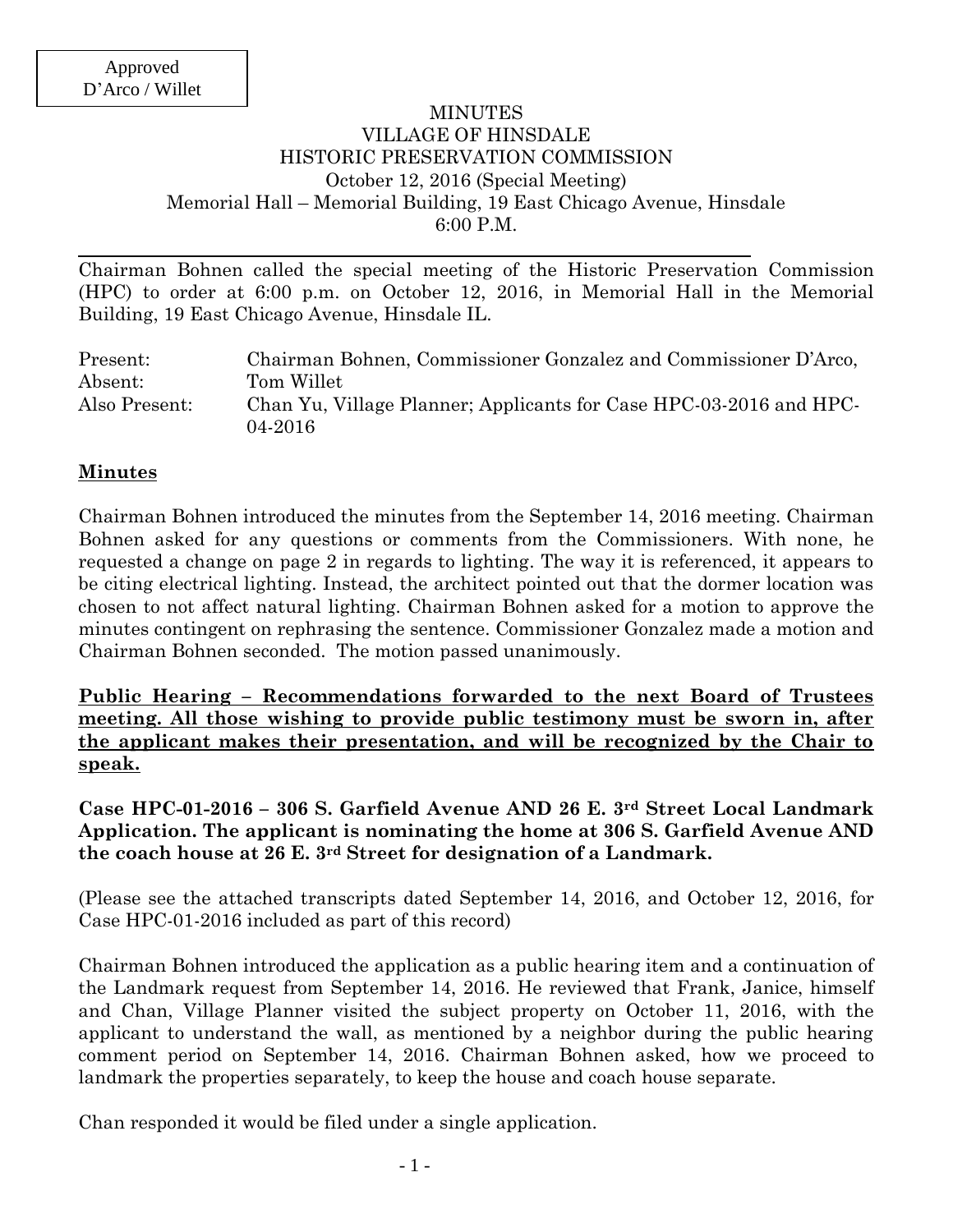Approved
D'Arco / Willet

# MINUTES
# VILLAGE OF HINSDALE
# HISTORIC PRESERVATION COMMISSION

October 12, 2016 (Special Meeting)
Memorial Hall – Memorial Building, 19 East Chicago Avenue, Hinsdale
6:00 P.M.

---

Chairman Bohnen called the special meeting of the Historic Preservation Commission (HPC) to order at 6:00 p.m. on October 12, 2016, in Memorial Hall in the Memorial Building, 19 East Chicago Avenue, Hinsdale IL.

| | |
|---|---|
| Present: | Chairman Bohnen, Commissioner Gonzalez and Commissioner D'Arco, |
| Absent: | Tom Willet |
| Also Present: | Chan Yu, Village Planner; Applicants for Case HPC-03-2016 and HPC-04-2016 |

## Minutes

Chairman Bohnen introduced the minutes from the September 14, 2016 meeting. Chairman Bohnen asked for any questions or comments from the Commissioners. With none, he requested a change on page 2 in regards to lighting. The way it is referenced, it appears to be citing electrical lighting. Instead, the architect pointed out that the dormer location was chosen to not affect natural lighting. Chairman Bohnen asked for a motion to approve the minutes contingent on rephrasing the sentence. Commissioner Gonzalez made a motion and Chairman Bohnen seconded. The motion passed unanimously.

**Public Hearing – Recommendations forwarded to the next Board of Trustees meeting. All those wishing to provide public testimony must be sworn in, after the applicant makes their presentation, and will be recognized by the Chair to speak.**

**Case HPC-01-2016 – 306 S. Garfield Avenue AND 26 E. 3rd Street Local Landmark Application. The applicant is nominating the home at 306 S. Garfield Avenue AND the coach house at 26 E. 3rd Street for designation of a Landmark.**

(Please see the attached transcripts dated September 14, 2016, and October 12, 2016, for Case HPC-01-2016 included as part of this record)

Chairman Bohnen introduced the application as a public hearing item and a continuation of the Landmark request from September 14, 2016. He reviewed that Frank, Janice, himself and Chan, Village Planner visited the subject property on October 11, 2016, with the applicant to understand the wall, as mentioned by a neighbor during the public hearing comment period on September 14, 2016. Chairman Bohnen asked, how we proceed to landmark the properties separately, to keep the house and coach house separate.

Chan responded it would be filed under a single application.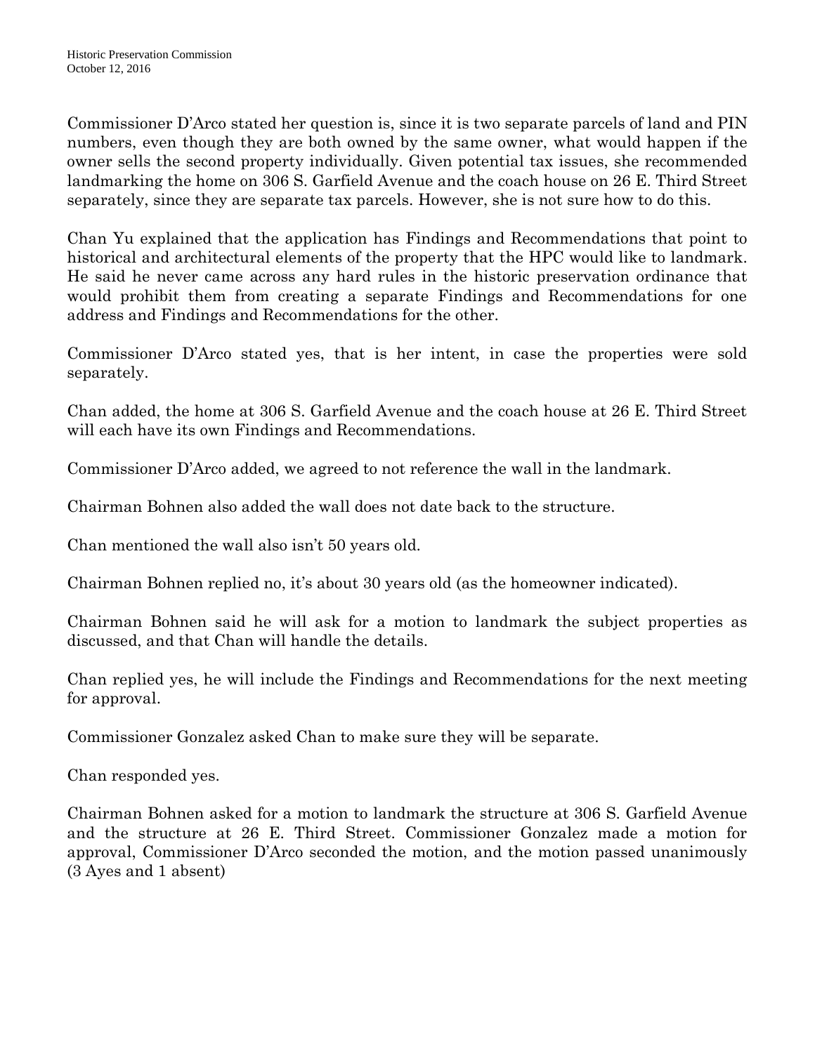Commissioner D'Arco stated her question is, since it is two separate parcels of land and PIN numbers, even though they are both owned by the same owner, what would happen if the owner sells the second property individually. Given potential tax issues, she recommended landmarking the home on 306 S. Garfield Avenue and the coach house on 26 E. Third Street separately, since they are separate tax parcels. However, she is not sure how to do this.

Chan Yu explained that the application has Findings and Recommendations that point to historical and architectural elements of the property that the HPC would like to landmark. He said he never came across any hard rules in the historic preservation ordinance that would prohibit them from creating a separate Findings and Recommendations for one address and Findings and Recommendations for the other.

Commissioner D'Arco stated yes, that is her intent, in case the properties were sold separately.

Chan added, the home at 306 S. Garfield Avenue and the coach house at 26 E. Third Street will each have its own Findings and Recommendations.

Commissioner D'Arco added, we agreed to not reference the wall in the landmark.

Chairman Bohnen also added the wall does not date back to the structure.

Chan mentioned the wall also isn't 50 years old.

Chairman Bohnen replied no, it's about 30 years old (as the homeowner indicated).

Chairman Bohnen said he will ask for a motion to landmark the subject properties as discussed, and that Chan will handle the details.

Chan replied yes, he will include the Findings and Recommendations for the next meeting for approval.

Commissioner Gonzalez asked Chan to make sure they will be separate.

Chan responded yes.

Chairman Bohnen asked for a motion to landmark the structure at 306 S. Garfield Avenue and the structure at 26 E. Third Street. Commissioner Gonzalez made a motion for approval, Commissioner D'Arco seconded the motion, and the motion passed unanimously (3 Ayes and 1 absent)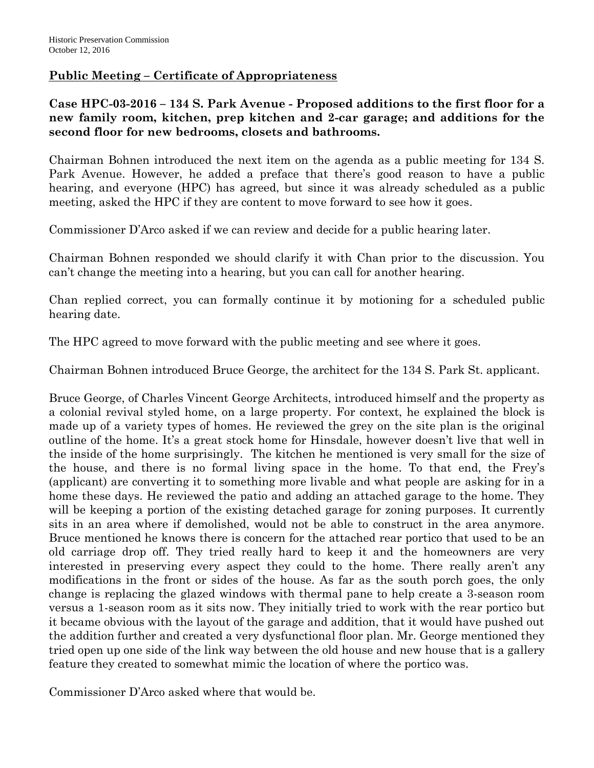## Public Meeting – Certificate of Appropriateness

**Case HPC-03-2016 – 134 S. Park Avenue - Proposed additions to the first floor for a new family room, kitchen, prep kitchen and 2-car garage; and additions for the second floor for new bedrooms, closets and bathrooms.**

Chairman Bohnen introduced the next item on the agenda as a public meeting for 134 S. Park Avenue. However, he added a preface that there's good reason to have a public hearing, and everyone (HPC) has agreed, but since it was already scheduled as a public meeting, asked the HPC if they are content to move forward to see how it goes.

Commissioner D'Arco asked if we can review and decide for a public hearing later.

Chairman Bohnen responded we should clarify it with Chan prior to the discussion. You can't change the meeting into a hearing, but you can call for another hearing.

Chan replied correct, you can formally continue it by motioning for a scheduled public hearing date.

The HPC agreed to move forward with the public meeting and see where it goes.

Chairman Bohnen introduced Bruce George, the architect for the 134 S. Park St. applicant.

Bruce George, of Charles Vincent George Architects, introduced himself and the property as a colonial revival styled home, on a large property. For context, he explained the block is made up of a variety types of homes. He reviewed the grey on the site plan is the original outline of the home. It's a great stock home for Hinsdale, however doesn't live that well in the inside of the home surprisingly. The kitchen he mentioned is very small for the size of the house, and there is no formal living space in the home. To that end, the Frey's (applicant) are converting it to something more livable and what people are asking for in a home these days. He reviewed the patio and adding an attached garage to the home. They will be keeping a portion of the existing detached garage for zoning purposes. It currently sits in an area where if demolished, would not be able to construct in the area anymore. Bruce mentioned he knows there is concern for the attached rear portico that used to be an old carriage drop off. They tried really hard to keep it and the homeowners are very interested in preserving every aspect they could to the home. There really aren't any modifications in the front or sides of the house. As far as the south porch goes, the only change is replacing the glazed windows with thermal pane to help create a 3-season room versus a 1-season room as it sits now. They initially tried to work with the rear portico but it became obvious with the layout of the garage and addition, that it would have pushed out the addition further and created a very dysfunctional floor plan. Mr. George mentioned they tried open up one side of the link way between the old house and new house that is a gallery feature they created to somewhat mimic the location of where the portico was.

Commissioner D'Arco asked where that would be.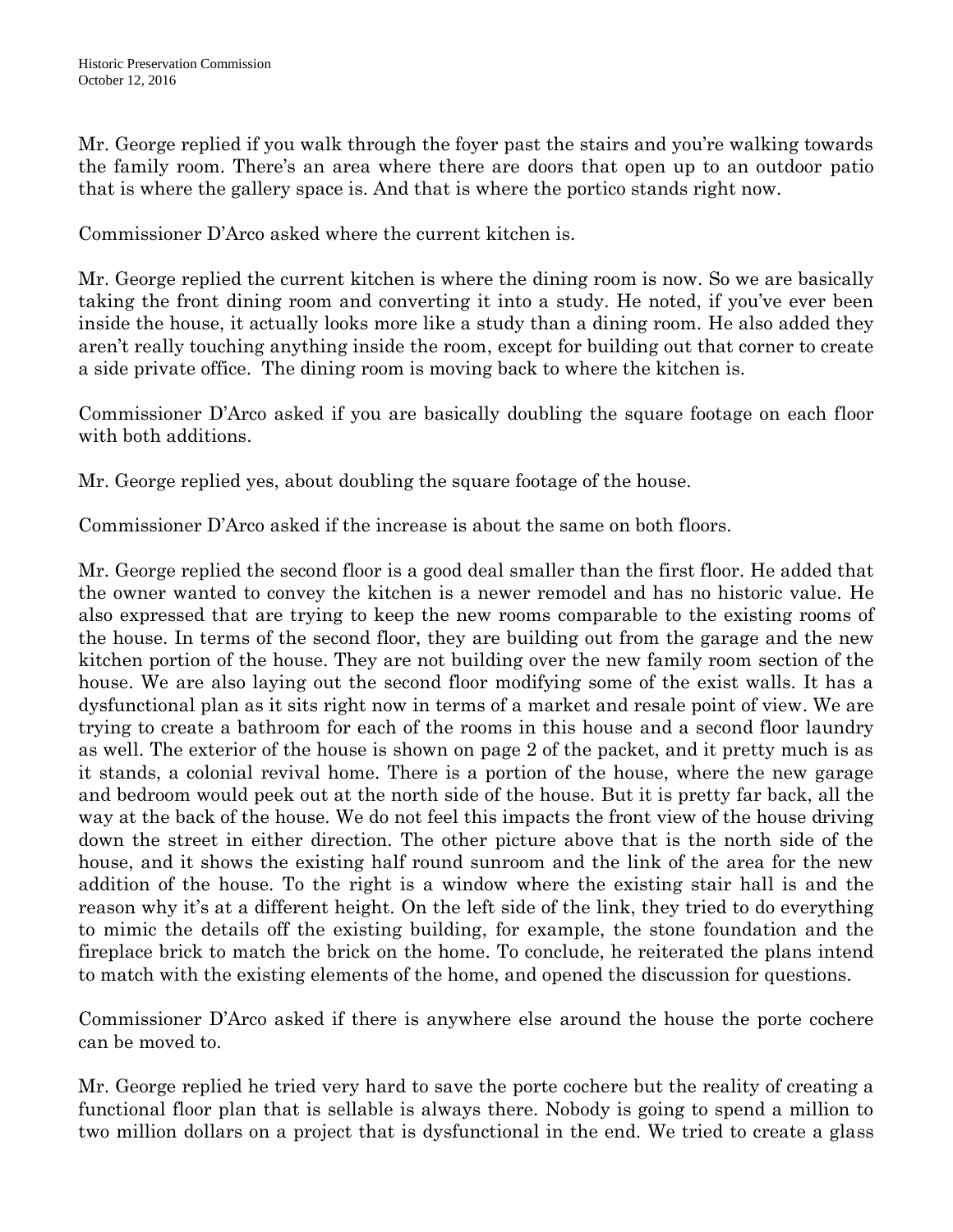Mr. George replied if you walk through the foyer past the stairs and you're walking towards the family room. There's an area where there are doors that open up to an outdoor patio that is where the gallery space is. And that is where the portico stands right now.

Commissioner D'Arco asked where the current kitchen is.

Mr. George replied the current kitchen is where the dining room is now. So we are basically taking the front dining room and converting it into a study. He noted, if you've ever been inside the house, it actually looks more like a study than a dining room. He also added they aren't really touching anything inside the room, except for building out that corner to create a side private office. The dining room is moving back to where the kitchen is.

Commissioner D'Arco asked if you are basically doubling the square footage on each floor with both additions.

Mr. George replied yes, about doubling the square footage of the house.

Commissioner D'Arco asked if the increase is about the same on both floors.

Mr. George replied the second floor is a good deal smaller than the first floor. He added that the owner wanted to convey the kitchen is a newer remodel and has no historic value. He also expressed that are trying to keep the new rooms comparable to the existing rooms of the house. In terms of the second floor, they are building out from the garage and the new kitchen portion of the house. They are not building over the new family room section of the house. We are also laying out the second floor modifying some of the exist walls. It has a dysfunctional plan as it sits right now in terms of a market and resale point of view. We are trying to create a bathroom for each of the rooms in this house and a second floor laundry as well. The exterior of the house is shown on page 2 of the packet, and it pretty much is as it stands, a colonial revival home. There is a portion of the house, where the new garage and bedroom would peek out at the north side of the house. But it is pretty far back, all the way at the back of the house. We do not feel this impacts the front view of the house driving down the street in either direction. The other picture above that is the north side of the house, and it shows the existing half round sunroom and the link of the area for the new addition of the house. To the right is a window where the existing stair hall is and the reason why it's at a different height. On the left side of the link, they tried to do everything to mimic the details off the existing building, for example, the stone foundation and the fireplace brick to match the brick on the home. To conclude, he reiterated the plans intend to match with the existing elements of the home, and opened the discussion for questions.

Commissioner D'Arco asked if there is anywhere else around the house the porte cochere can be moved to.

Mr. George replied he tried very hard to save the porte cochere but the reality of creating a functional floor plan that is sellable is always there. Nobody is going to spend a million to two million dollars on a project that is dysfunctional in the end. We tried to create a glass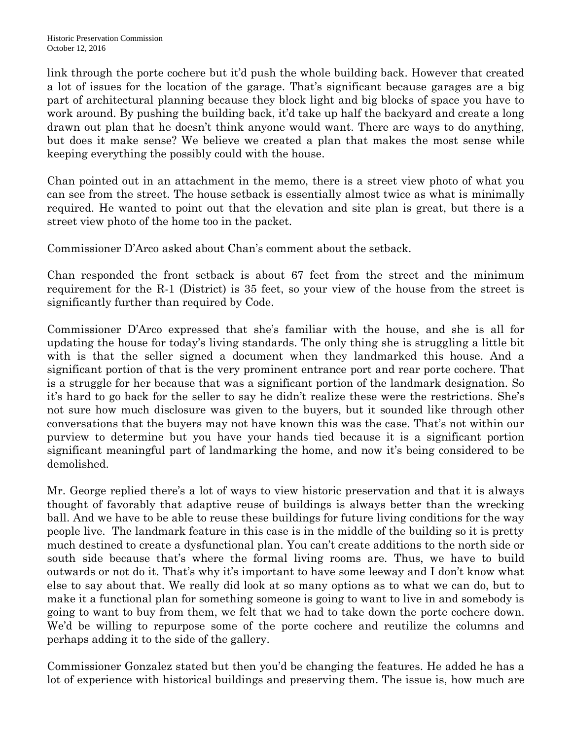link through the porte cochere but it'd push the whole building back. However that created a lot of issues for the location of the garage. That's significant because garages are a big part of architectural planning because they block light and big blocks of space you have to work around. By pushing the building back, it'd take up half the backyard and create a long drawn out plan that he doesn't think anyone would want. There are ways to do anything, but does it make sense? We believe we created a plan that makes the most sense while keeping everything the possibly could with the house.

Chan pointed out in an attachment in the memo, there is a street view photo of what you can see from the street. The house setback is essentially almost twice as what is minimally required. He wanted to point out that the elevation and site plan is great, but there is a street view photo of the home too in the packet.

Commissioner D'Arco asked about Chan's comment about the setback.

Chan responded the front setback is about 67 feet from the street and the minimum requirement for the R-1 (District) is 35 feet, so your view of the house from the street is significantly further than required by Code.

Commissioner D'Arco expressed that she's familiar with the house, and she is all for updating the house for today's living standards. The only thing she is struggling a little bit with is that the seller signed a document when they landmarked this house. And a significant portion of that is the very prominent entrance port and rear porte cochere. That is a struggle for her because that was a significant portion of the landmark designation. So it's hard to go back for the seller to say he didn't realize these were the restrictions. She's not sure how much disclosure was given to the buyers, but it sounded like through other conversations that the buyers may not have known this was the case. That's not within our purview to determine but you have your hands tied because it is a significant portion significant meaningful part of landmarking the home, and now it's being considered to be demolished.

Mr. George replied there's a lot of ways to view historic preservation and that it is always thought of favorably that adaptive reuse of buildings is always better than the wrecking ball. And we have to be able to reuse these buildings for future living conditions for the way people live. The landmark feature in this case is in the middle of the building so it is pretty much destined to create a dysfunctional plan. You can't create additions to the north side or south side because that's where the formal living rooms are. Thus, we have to build outwards or not do it. That's why it's important to have some leeway and I don't know what else to say about that. We really did look at so many options as to what we can do, but to make it a functional plan for something someone is going to want to live in and somebody is going to want to buy from them, we felt that we had to take down the porte cochere down. We'd be willing to repurpose some of the porte cochere and reutilize the columns and perhaps adding it to the side of the gallery.

Commissioner Gonzalez stated but then you'd be changing the features. He added he has a lot of experience with historical buildings and preserving them. The issue is, how much are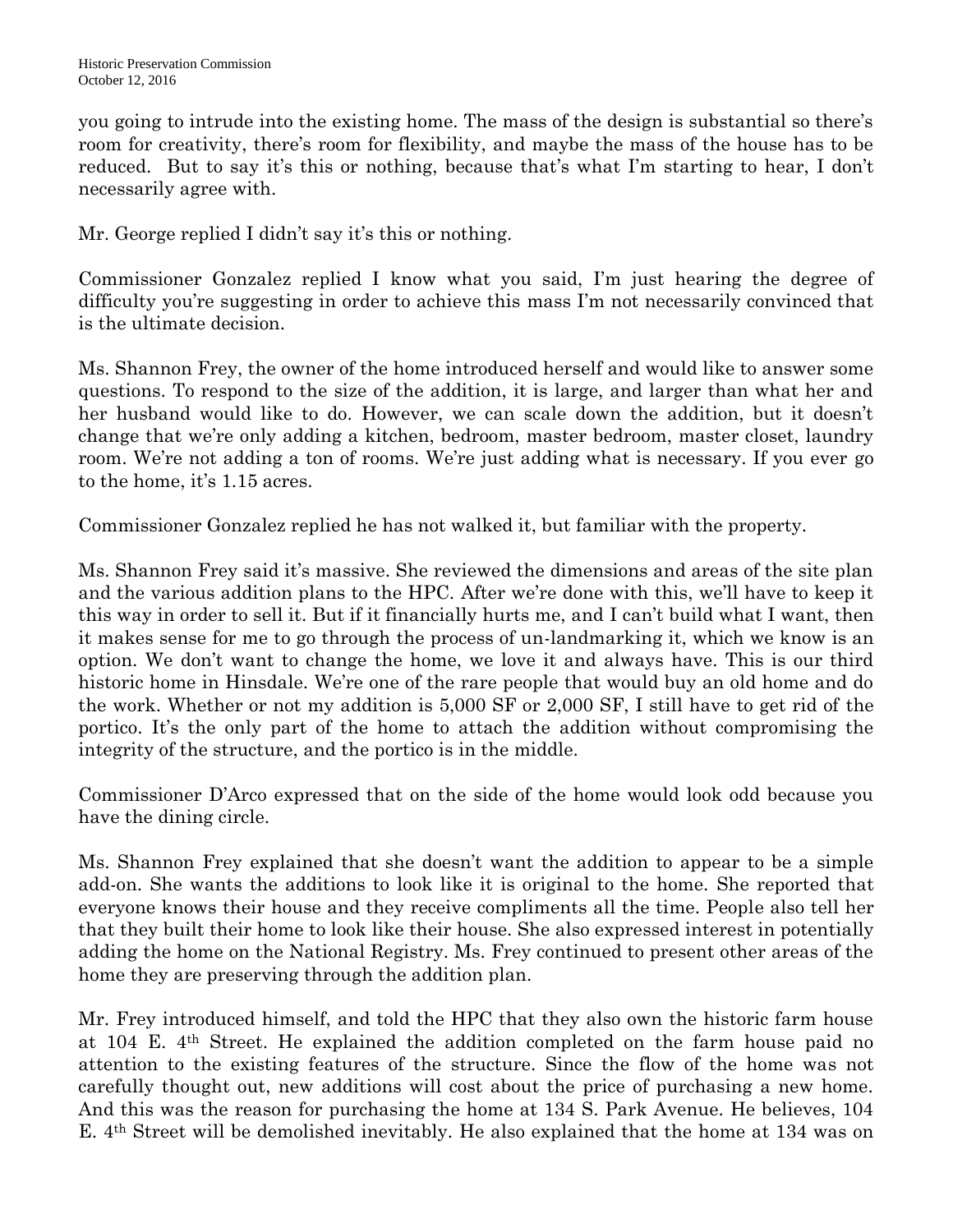you going to intrude into the existing home. The mass of the design is substantial so there's room for creativity, there's room for flexibility, and maybe the mass of the house has to be reduced. But to say it's this or nothing, because that's what I'm starting to hear, I don't necessarily agree with.

Mr. George replied I didn't say it's this or nothing.

Commissioner Gonzalez replied I know what you said, I'm just hearing the degree of difficulty you're suggesting in order to achieve this mass I'm not necessarily convinced that is the ultimate decision.

Ms. Shannon Frey, the owner of the home introduced herself and would like to answer some questions. To respond to the size of the addition, it is large, and larger than what her and her husband would like to do. However, we can scale down the addition, but it doesn't change that we're only adding a kitchen, bedroom, master bedroom, master closet, laundry room. We're not adding a ton of rooms. We're just adding what is necessary. If you ever go to the home, it's 1.15 acres.

Commissioner Gonzalez replied he has not walked it, but familiar with the property.

Ms. Shannon Frey said it's massive. She reviewed the dimensions and areas of the site plan and the various addition plans to the HPC. After we're done with this, we'll have to keep it this way in order to sell it. But if it financially hurts me, and I can't build what I want, then it makes sense for me to go through the process of un-landmarking it, which we know is an option. We don't want to change the home, we love it and always have. This is our third historic home in Hinsdale. We're one of the rare people that would buy an old home and do the work. Whether or not my addition is 5,000 SF or 2,000 SF, I still have to get rid of the portico. It's the only part of the home to attach the addition without compromising the integrity of the structure, and the portico is in the middle.

Commissioner D'Arco expressed that on the side of the home would look odd because you have the dining circle.

Ms. Shannon Frey explained that she doesn't want the addition to appear to be a simple add-on. She wants the additions to look like it is original to the home. She reported that everyone knows their house and they receive compliments all the time. People also tell her that they built their home to look like their house. She also expressed interest in potentially adding the home on the National Registry. Ms. Frey continued to present other areas of the home they are preserving through the addition plan.

Mr. Frey introduced himself, and told the HPC that they also own the historic farm house at 104 E. 4th Street. He explained the addition completed on the farm house paid no attention to the existing features of the structure. Since the flow of the home was not carefully thought out, new additions will cost about the price of purchasing a new home. And this was the reason for purchasing the home at 134 S. Park Avenue. He believes, 104 E. 4th Street will be demolished inevitably. He also explained that the home at 134 was on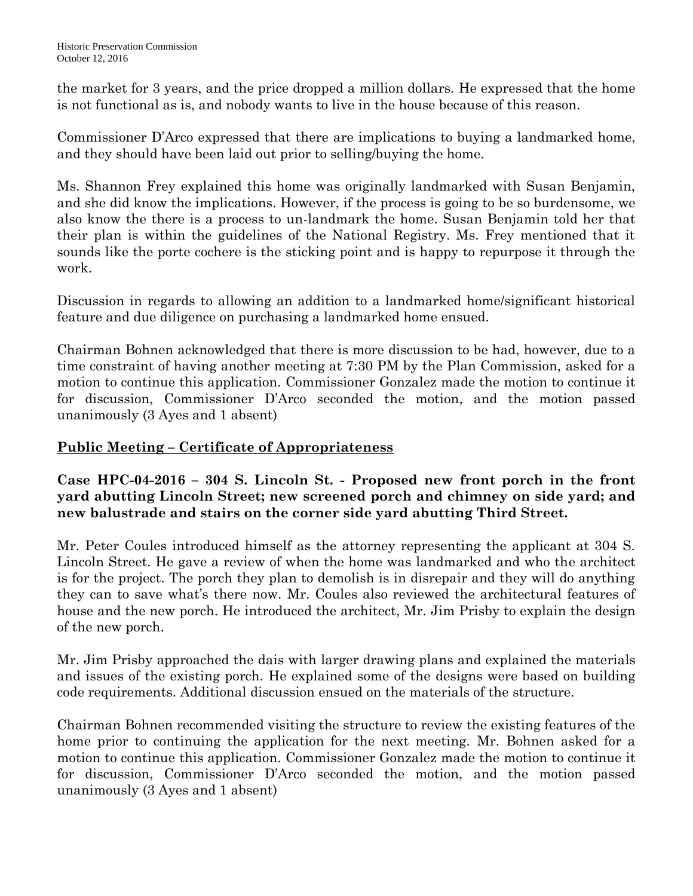the market for 3 years, and the price dropped a million dollars. He expressed that the home is not functional as is, and nobody wants to live in the house because of this reason.

Commissioner D'Arco expressed that there are implications to buying a landmarked home, and they should have been laid out prior to selling/buying the home.

Ms. Shannon Frey explained this home was originally landmarked with Susan Benjamin, and she did know the implications. However, if the process is going to be so burdensome, we also know the there is a process to un-landmark the home. Susan Benjamin told her that their plan is within the guidelines of the National Registry. Ms. Frey mentioned that it sounds like the porte cochere is the sticking point and is happy to repurpose it through the work.

Discussion in regards to allowing an addition to a landmarked home/significant historical feature and due diligence on purchasing a landmarked home ensued.

Chairman Bohnen acknowledged that there is more discussion to be had, however, due to a time constraint of having another meeting at 7:30 PM by the Plan Commission, asked for a motion to continue this application. Commissioner Gonzalez made the motion to continue it for discussion, Commissioner D'Arco seconded the motion, and the motion passed unanimously (3 Ayes and 1 absent)

## Public Meeting – Certificate of Appropriateness

### Case HPC-04-2016 – 304 S. Lincoln St. - Proposed new front porch in the front yard abutting Lincoln Street; new screened porch and chimney on side yard; and new balustrade and stairs on the corner side yard abutting Third Street.

Mr. Peter Coules introduced himself as the attorney representing the applicant at 304 S. Lincoln Street. He gave a review of when the home was landmarked and who the architect is for the project. The porch they plan to demolish is in disrepair and they will do anything they can to save what's there now. Mr. Coules also reviewed the architectural features of house and the new porch. He introduced the architect, Mr. Jim Prisby to explain the design of the new porch.

Mr. Jim Prisby approached the dais with larger drawing plans and explained the materials and issues of the existing porch. He explained some of the designs were based on building code requirements. Additional discussion ensued on the materials of the structure.

Chairman Bohnen recommended visiting the structure to review the existing features of the home prior to continuing the application for the next meeting. Mr. Bohnen asked for a motion to continue this application. Commissioner Gonzalez made the motion to continue it for discussion, Commissioner D'Arco seconded the motion, and the motion passed unanimously (3 Ayes and 1 absent)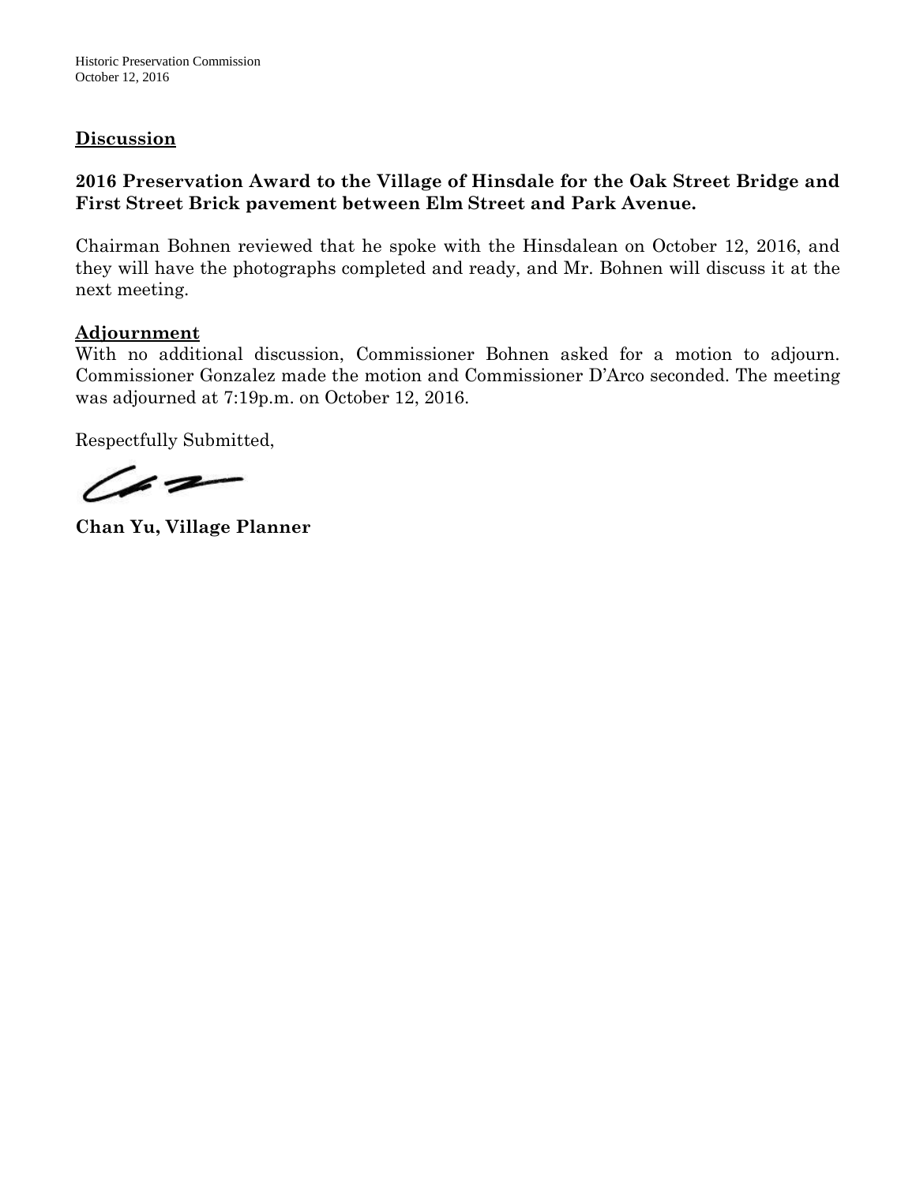## Discussion

**2016 Preservation Award to the Village of Hinsdale for the Oak Street Bridge and First Street Brick pavement between Elm Street and Park Avenue.**

Chairman Bohnen reviewed that he spoke with the Hinsdalean on October 12, 2016, and they will have the photographs completed and ready, and Mr. Bohnen will discuss it at the next meeting.

## Adjournment

With no additional discussion, Commissioner Bohnen asked for a motion to adjourn. Commissioner Gonzalez made the motion and Commissioner D'Arco seconded. The meeting was adjourned at 7:19p.m. on October 12, 2016.

Respectfully Submitted,

**Chan Yu, Village Planner**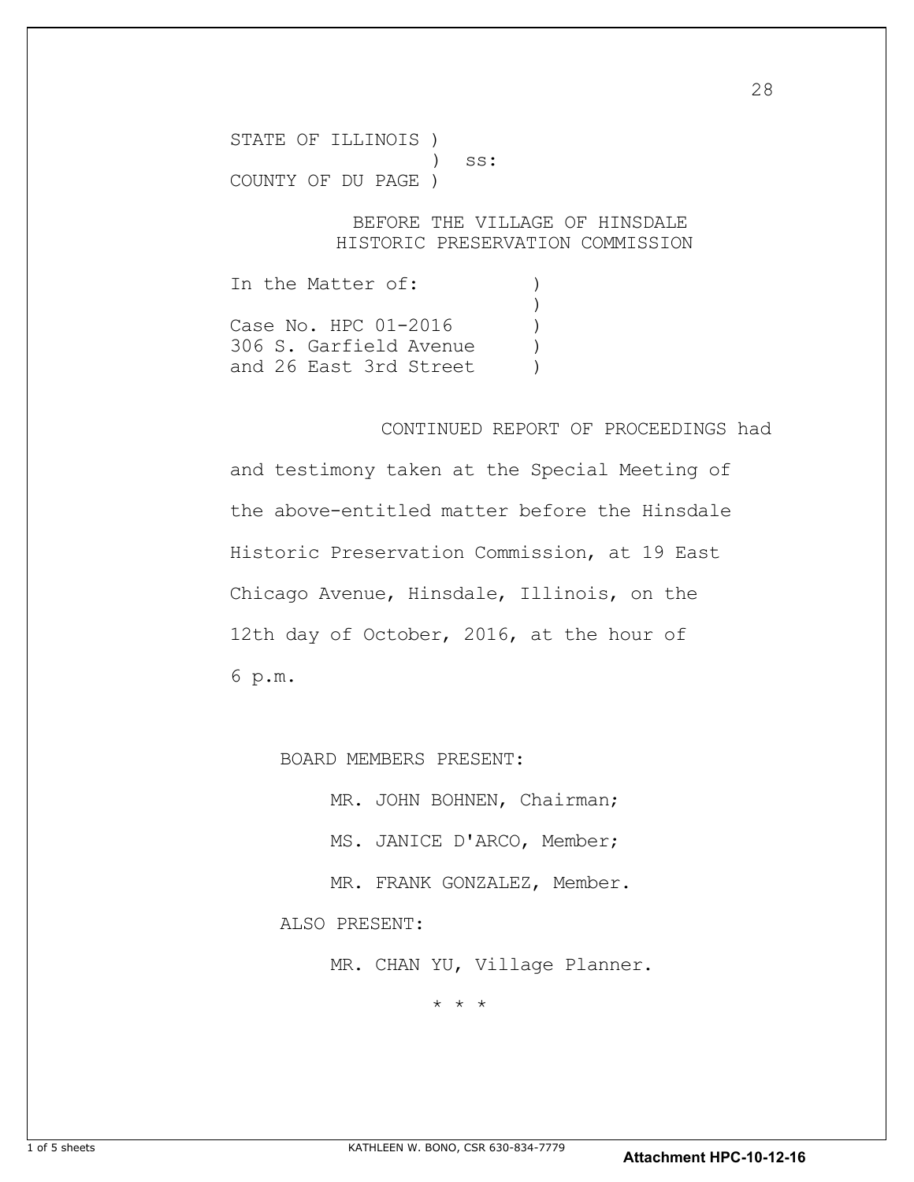STATE OF ILLINOIS )
                  )  ss:
COUNTY OF DU PAGE )

BEFORE THE VILLAGE OF HINSDALE
HISTORIC PRESERVATION COMMISSION

| | |
|---|---|
| In the Matter of: | ) |
| | ) |
| Case No. HPC 01-2016 | ) |
| 306 S. Garfield Avenue | ) |
| and 26 East 3rd Street | ) |

CONTINUED REPORT OF PROCEEDINGS had and testimony taken at the Special Meeting of the above-entitled matter before the Hinsdale Historic Preservation Commission, at 19 East Chicago Avenue, Hinsdale, Illinois, on the 12th day of October, 2016, at the hour of 6 p.m.

BOARD MEMBERS PRESENT:

MR. JOHN BOHNEN, Chairman;

MS. JANICE D'ARCO, Member;

MR. FRANK GONZALEZ, Member.

ALSO PRESENT:

MR. CHAN YU, Village Planner.

\* \* \*

KATHLEEN W. BONO, CSR 630-834-7779

**Attachment HPC-10-12-16**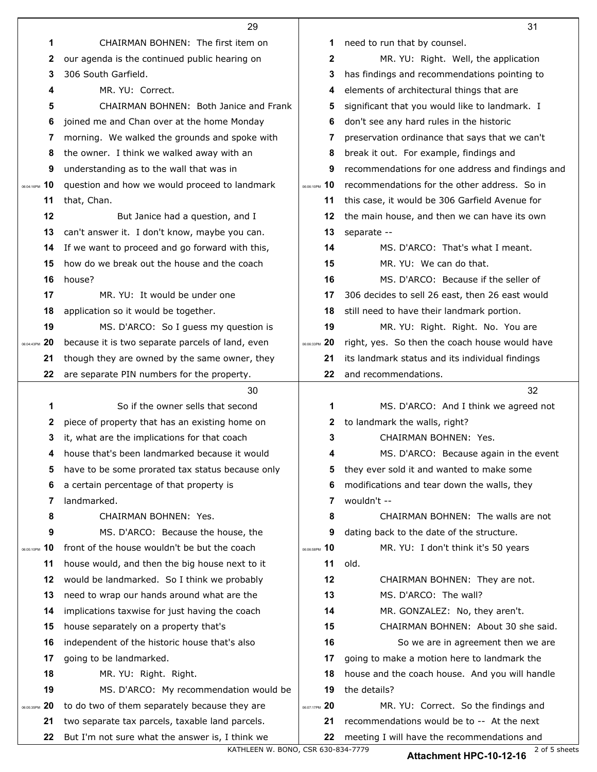CHAIRMAN BOHNEN: The first item on our agenda is the continued public hearing on 306 South Garfield.

MR. YU: Correct.

CHAIRMAN BOHNEN: Both Janice and Frank joined me and Chan over at the home Monday morning. We walked the grounds and spoke with the owner. I think we walked away with an understanding as to the wall that was in question and how we would proceed to landmark that, Chan.

But Janice had a question, and I can't answer it. I don't know, maybe you can. If we want to proceed and go forward with this, how do we break out the house and the coach house?

MR. YU: It would be under one application so it would be together.

MS. D'ARCO: So I guess my question is because it is two separate parcels of land, even though they are owned by the same owner, they are separate PIN numbers for the property.

So if the owner sells that second piece of property that has an existing home on it, what are the implications for that coach house that's been landmarked because it would have to be some prorated tax status because only a certain percentage of that property is landmarked.

CHAIRMAN BOHNEN: Yes.

MS. D'ARCO: Because the house, the front of the house wouldn't be but the coach house would, and then the big house next to it would be landmarked. So I think we probably need to wrap our hands around what are the implications taxwise for just having the coach house separately on a property that's independent of the historic house that's also going to be landmarked.

MR. YU: Right. Right.

MS. D'ARCO: My recommendation would be to do two of them separately because they are two separate tax parcels, taxable land parcels. But I'm not sure what the answer is, I think we need to run that by counsel.

MR. YU: Right. Well, the application has findings and recommendations pointing to elements of architectural things that are significant that you would like to landmark. I don't see any hard rules in the historic preservation ordinance that says that we can't break it out. For example, findings and recommendations for one address and findings and recommendations for the other address. So in this case, it would be 306 Garfield Avenue for the main house, and then we can have its own separate --

MS. D'ARCO: That's what I meant.

MR. YU: We can do that.

MS. D'ARCO: Because if the seller of 306 decides to sell 26 east, then 26 east would still need to have their landmark portion.

MR. YU: Right. Right. No. You are right, yes. So then the coach house would have its landmark status and its individual findings and recommendations.

MS. D'ARCO: And I think we agreed not to landmark the walls, right?

CHAIRMAN BOHNEN: Yes.

MS. D'ARCO: Because again in the event they ever sold it and wanted to make some modifications and tear down the walls, they wouldn't --

CHAIRMAN BOHNEN: The walls are not dating back to the date of the structure.

MR. YU: I don't think it's 50 years old.

CHAIRMAN BOHNEN: They are not.

MS. D'ARCO: The wall?

MR. GONZALEZ: No, they aren't.

CHAIRMAN BOHNEN: About 30 she said.

So we are in agreement then we are going to make a motion here to landmark the house and the coach house. And you will handle the details?

MR. YU: Correct. So the findings and recommendations would be to -- At the next meeting I will have the recommendations and

KATHLEEN W. BONO, CSR 630-834-7779

**Attachment HPC-10-12-16**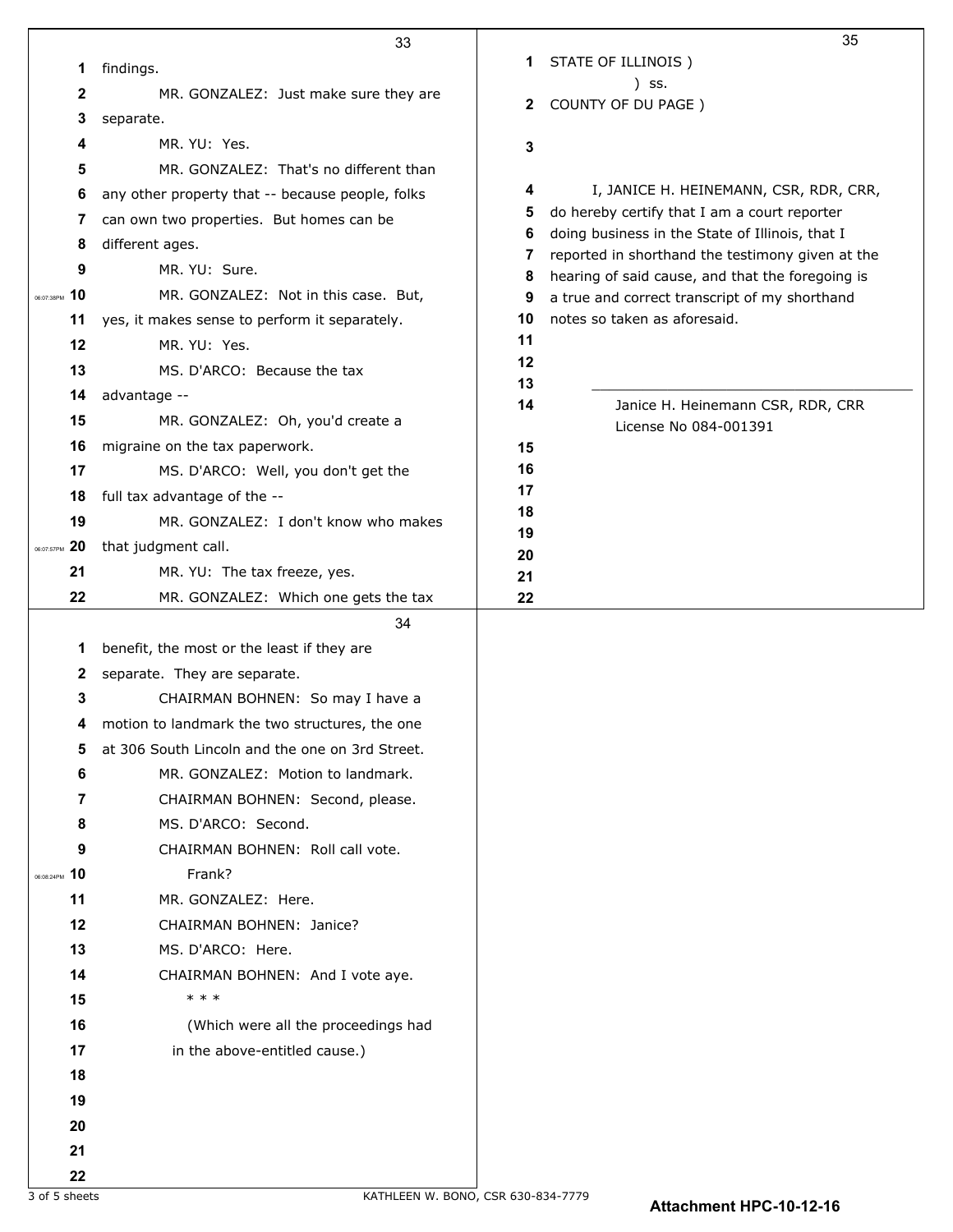findings.

MR. GONZALEZ: Just make sure they are separate.

MR. YU: Yes.

MR. GONZALEZ: That's no different than any other property that -- because people, folks can own two properties. But homes can be different ages.

MR. YU: Sure.

MR. GONZALEZ: Not in this case. But, yes, it makes sense to perform it separately.

MR. YU: Yes.

MS. D'ARCO: Because the tax advantage --

MR. GONZALEZ: Oh, you'd create a migraine on the tax paperwork.

MS. D'ARCO: Well, you don't get the full tax advantage of the --

MR. GONZALEZ: I don't know who makes that judgment call.

MR. YU: The tax freeze, yes.

MR. GONZALEZ: Which one gets the tax benefit, the most or the least if they are separate. They are separate.

CHAIRMAN BOHNEN: So may I have a motion to landmark the two structures, the one at 306 South Lincoln and the one on 3rd Street.

MR. GONZALEZ: Motion to landmark.

CHAIRMAN BOHNEN: Second, please.

MS. D'ARCO: Second.

CHAIRMAN BOHNEN: Roll call vote.

Frank?

MR. GONZALEZ: Here.

CHAIRMAN BOHNEN: Janice?

MS. D'ARCO: Here.

CHAIRMAN BOHNEN: And I vote aye.

\* \* \*

(Which were all the proceedings had in the above-entitled cause.)

STATE OF ILLINOIS )
) ss.
COUNTY OF DU PAGE )

I, JANICE H. HEINEMANN, CSR, RDR, CRR, do hereby certify that I am a court reporter doing business in the State of Illinois, that I reported in shorthand the testimony given at the hearing of said cause, and that the foregoing is a true and correct transcript of my shorthand notes so taken as aforesaid.

\_\_\_\_\_\_\_\_\_\_\_\_\_\_\_\_\_\_\_\_\_\_\_\_\_\_\_\_\_\_\_\_\_\_\_\_\_\_\_\_

Janice H. Heinemann CSR, RDR, CRR
License No 084-001391

KATHLEEN W. BONO, CSR 630-834-7779

**Attachment HPC-10-12-16**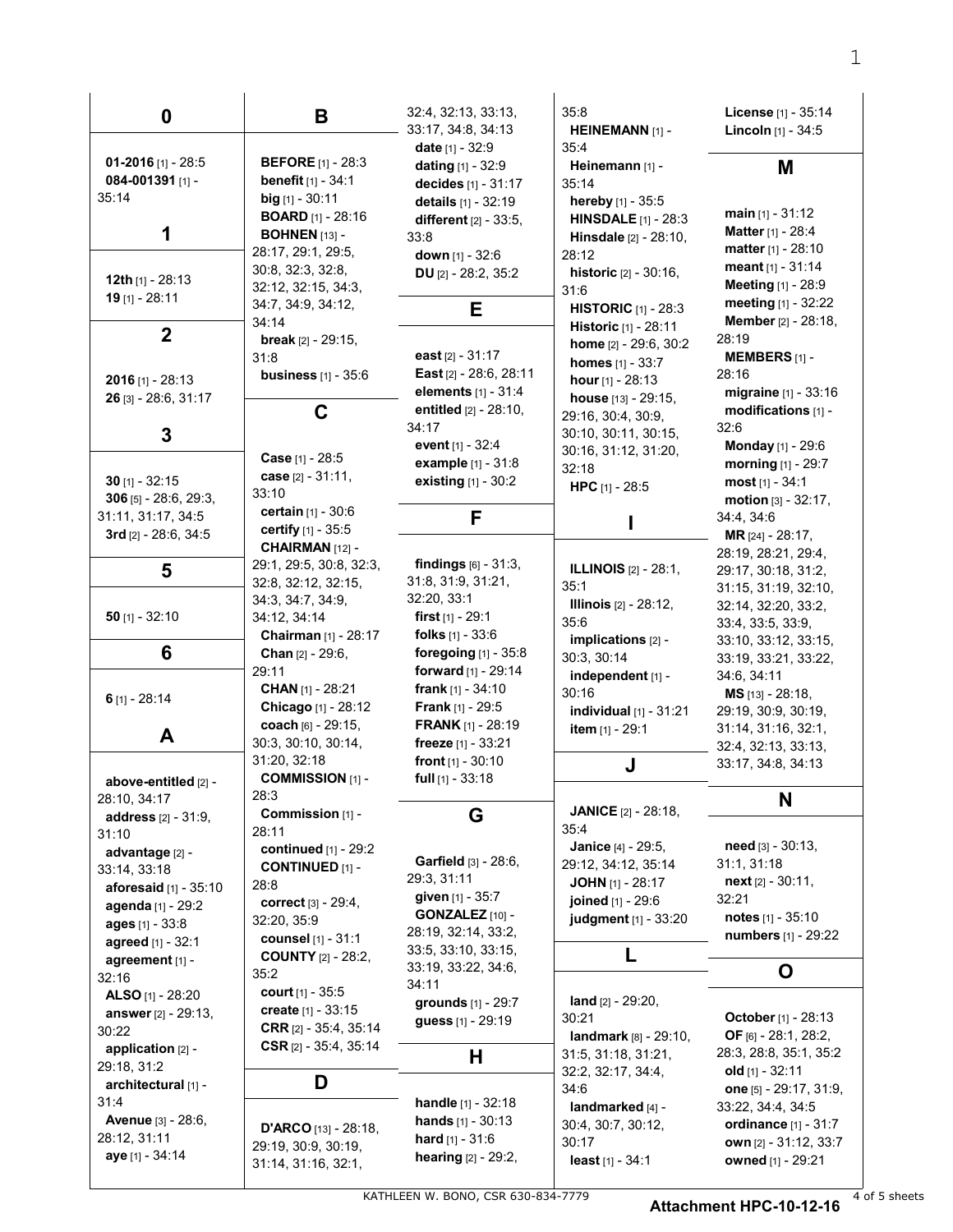## 0

**01-2016** [1] - 28:5
**084-001391** [1] - 35:14

## 1

**12th** [1] - 28:13
**19** [1] - 28:11

## 2

**2016** [1] - 28:13
**26** [3] - 28:6, 31:17

## 3

**30** [1] - 32:15
**306** [5] - 28:6, 29:3, 31:11, 31:17, 34:5
**3rd** [2] - 28:6, 34:5

## 5

**50** [1] - 32:10

## 6

**6** [1] - 28:14

## A

**above-entitled** [2] - 28:10, 34:17
**address** [2] - 31:9, 31:10
**advantage** [2] - 33:14, 33:18
**aforesaid** [1] - 35:10
**agenda** [1] - 29:2
**ages** [1] - 33:8
**agreed** [1] - 32:1
**agreement** [1] - 32:16
**ALSO** [1] - 28:20
**answer** [2] - 29:13, 30:22
**application** [2] - 29:18, 31:2
**architectural** [1] - 31:4
**Avenue** [3] - 28:6, 28:12, 31:11
**aye** [1] - 34:14

## B

**BEFORE** [1] - 28:3
**benefit** [1] - 34:1
**big** [1] - 30:11
**BOARD** [1] - 28:16
**BOHNEN** [13] - 28:17, 29:1, 29:5, 30:8, 32:3, 32:8, 32:12, 32:15, 34:3, 34:7, 34:9, 34:12, 34:14
**break** [2] - 29:15, 31:8
**business** [1] - 35:6

## C

**Case** [1] - 28:5
**case** [2] - 31:11, 33:10
**certain** [1] - 30:6
**certify** [1] - 35:5
**CHAIRMAN** [12] - 29:1, 29:5, 30:8, 32:3, 32:8, 32:12, 32:15, 34:3, 34:7, 34:9, 34:12, 34:14
**Chairman** [1] - 28:17
**Chan** [2] - 29:6, 29:11
**CHAN** [1] - 28:21
**Chicago** [1] - 28:12
**coach** [6] - 29:15, 30:3, 30:10, 30:14, 31:20, 32:18
**COMMISSION** [1] - 28:3
**Commission** [1] - 28:11
**continued** [1] - 29:2
**CONTINUED** [1] - 28:8
**correct** [3] - 29:4, 32:20, 35:9
**counsel** [1] - 31:1
**COUNTY** [2] - 28:2, 35:2
**court** [1] - 35:5
**create** [1] - 33:15
**CRR** [2] - 35:4, 35:14
**CSR** [2] - 35:4, 35:14

## D

**D'ARCO** [13] - 28:18, 29:19, 30:9, 30:19, 31:14, 31:16, 32:1, 32:4, 32:13, 33:13, 33:17, 34:8, 34:13
**date** [1] - 32:9
**dating** [1] - 32:9
**decides** [1] - 31:17
**details** [1] - 32:19
**different** [2] - 33:5, 33:8
**down** [1] - 32:6
**DU** [2] - 28:2, 35:2

## E

**east** [2] - 31:17
**East** [2] - 28:6, 28:11
**elements** [1] - 31:4
**entitled** [2] - 28:10, 34:17
**event** [1] - 32:4
**example** [1] - 31:8
**existing** [1] - 30:2

## F

**findings** [6] - 31:3, 31:8, 31:9, 31:21, 32:20, 33:1
**first** [1] - 29:1
**folks** [1] - 33:6
**foregoing** [1] - 35:8
**forward** [1] - 29:14
**frank** [1] - 34:10
**Frank** [1] - 29:5
**FRANK** [1] - 28:19
**freeze** [1] - 33:21
**front** [1] - 30:10
**full** [1] - 33:18

## G

**Garfield** [3] - 28:6, 29:3, 31:11
**given** [1] - 35:7
**GONZALEZ** [10] - 28:19, 32:14, 33:2, 33:5, 33:10, 33:15, 33:19, 33:22, 34:6, 34:11
**grounds** [1] - 29:7
**guess** [1] - 29:19

## H

**handle** [1] - 32:18
**hands** [1] - 30:13
**hard** [1] - 31:6
**hearing** [2] - 29:2, 35:8
**HEINEMANN** [1] - 35:4
**Heinemann** [1] - 35:14
**hereby** [1] - 35:5
**HINSDALE** [1] - 28:3
**Hinsdale** [2] - 28:10, 28:12
**historic** [2] - 30:16, 31:6
**HISTORIC** [1] - 28:3
**Historic** [1] - 28:11
**home** [2] - 29:6, 30:2
**homes** [1] - 33:7
**hour** [1] - 28:13
**house** [13] - 29:15, 29:16, 30:4, 30:9, 30:10, 30:11, 30:15, 30:16, 31:12, 31:20, 32:18
**HPC** [1] - 28:5

## I

**ILLINOIS** [2] - 28:1, 35:1
**Illinois** [2] - 28:12, 35:6
**implications** [2] - 30:3, 30:14
**independent** [1] - 30:16
**individual** [1] - 31:21
**item** [1] - 29:1

## J

**JANICE** [2] - 28:18, 35:4
**Janice** [4] - 29:5, 29:12, 34:12, 35:14
**JOHN** [1] - 28:17
**joined** [1] - 29:6
**judgment** [1] - 33:20

## L

**land** [2] - 29:20, 30:21
**landmark** [8] - 29:10, 31:5, 31:18, 31:21, 32:2, 32:17, 34:4, 34:6
**landmarked** [4] - 30:4, 30:7, 30:12, 30:17
**least** [1] - 34:1
**License** [1] - 35:14
**Lincoln** [1] - 34:5

## M

**main** [1] - 31:12
**Matter** [1] - 28:4
**matter** [1] - 28:10
**meant** [1] - 31:14
**Meeting** [1] - 28:9
**meeting** [1] - 32:22
**Member** [2] - 28:18, 28:19
**MEMBERS** [1] - 28:16
**migraine** [1] - 33:16
**modifications** [1] - 32:6
**Monday** [1] - 29:6
**morning** [1] - 29:7
**most** [1] - 34:1
**motion** [3] - 32:17, 34:4, 34:6
**MR** [24] - 28:17, 28:19, 28:21, 29:4, 29:17, 30:18, 31:2, 31:15, 31:19, 32:10, 32:14, 32:20, 33:2, 33:4, 33:5, 33:9, 33:10, 33:12, 33:15, 33:19, 33:21, 33:22, 34:6, 34:11
**MS** [13] - 28:18, 29:19, 30:9, 30:19, 31:14, 31:16, 32:1, 32:4, 32:13, 33:13, 33:17, 34:8, 34:13

## N

**need** [3] - 30:13, 31:1, 31:18
**next** [2] - 30:11, 32:21
**notes** [1] - 35:10
**numbers** [1] - 29:22

## O

**October** [1] - 28:13
**OF** [6] - 28:1, 28:2, 28:3, 28:8, 35:1, 35:2
**old** [1] - 32:11
**one** [5] - 29:17, 31:9, 33:22, 34:4, 34:5
**ordinance** [1] - 31:7
**own** [2] - 31:12, 33:7
**owned** [1] - 29:21

KATHLEEN W. BONO, CSR 630-834-7779

**Attachment HPC-10-12-16**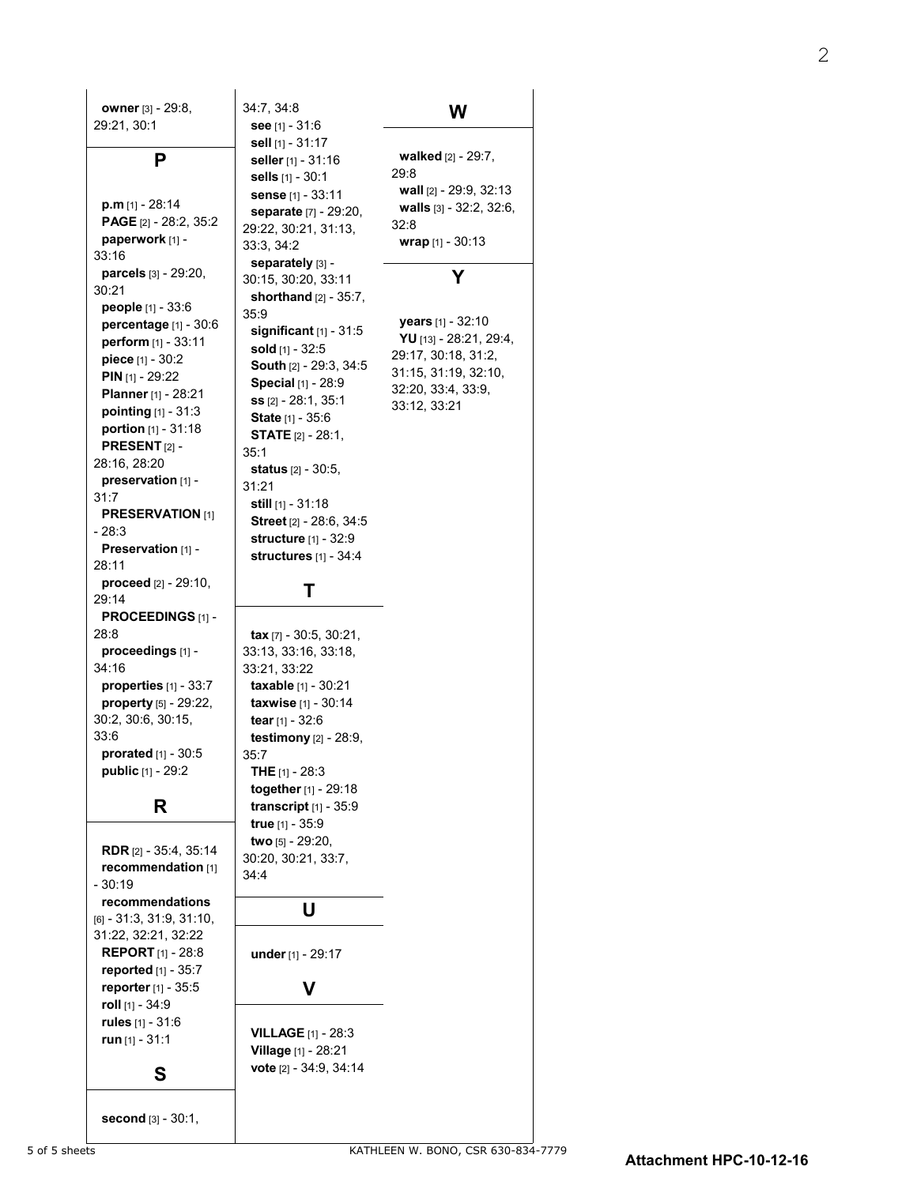**owner** [3] - 29:8, 29:21, 30:1

## P

**p.m** [1] - 28:14
**PAGE** [2] - 28:2, 35:2
**paperwork** [1] - 33:16
**parcels** [3] - 29:20, 30:21
**people** [1] - 33:6
**percentage** [1] - 30:6
**perform** [1] - 33:11
**piece** [1] - 30:2
**PIN** [1] - 29:22
**Planner** [1] - 28:21
**pointing** [1] - 31:3
**portion** [1] - 31:18
**PRESENT** [2] - 28:16, 28:20
**preservation** [1] - 31:7
**PRESERVATION** [1] - 28:3
**Preservation** [1] - 28:11
**proceed** [2] - 29:10, 29:14
**PROCEEDINGS** [1] - 28:8
**proceedings** [1] - 34:16
**properties** [1] - 33:7
**property** [5] - 29:22, 30:2, 30:6, 30:15, 33:6
**prorated** [1] - 30:5
**public** [1] - 29:2

## R

**RDR** [2] - 35:4, 35:14
**recommendation** [1] - 30:19
**recommendations** [6] - 31:3, 31:9, 31:10, 31:22, 32:21, 32:22
**REPORT** [1] - 28:8
**reported** [1] - 35:7
**reporter** [1] - 35:5
**roll** [1] - 34:9
**rules** [1] - 31:6
**run** [1] - 31:1

## S

**second** [3] - 30:1, 34:7, 34:8
**see** [1] - 31:6
**sell** [1] - 31:17
**seller** [1] - 31:16
**sells** [1] - 30:1
**sense** [1] - 33:11
**separate** [7] - 29:20, 29:22, 30:21, 31:13, 33:3, 34:2
**separately** [3] - 30:15, 30:20, 33:11
**shorthand** [2] - 35:7, 35:9
**significant** [1] - 31:5
**sold** [1] - 32:5
**South** [2] - 29:3, 34:5
**Special** [1] - 28:9
**ss** [2] - 28:1, 35:1
**State** [1] - 35:6
**STATE** [2] - 28:1, 35:1
**status** [2] - 30:5, 31:21
**still** [1] - 31:18
**Street** [2] - 28:6, 34:5
**structure** [1] - 32:9
**structures** [1] - 34:4

## T

**tax** [7] - 30:5, 30:21, 33:13, 33:16, 33:18, 33:21, 33:22
**taxable** [1] - 30:21
**taxwise** [1] - 30:14
**tear** [1] - 32:6
**testimony** [2] - 28:9, 35:7
**THE** [1] - 28:3
**together** [1] - 29:18
**transcript** [1] - 35:9
**true** [1] - 35:9
**two** [5] - 29:20, 30:20, 30:21, 33:7, 34:4

## U

**under** [1] - 29:17

## V

**VILLAGE** [1] - 28:3
**Village** [1] - 28:21
**vote** [2] - 34:9, 34:14

## W

**walked** [2] - 29:7, 29:8
**wall** [2] - 29:9, 32:13
**walls** [3] - 32:2, 32:6, 32:8
**wrap** [1] - 30:13

## Y

**years** [1] - 32:10
**YU** [13] - 28:21, 29:4, 29:17, 30:18, 31:2, 31:15, 31:19, 32:10, 32:20, 33:4, 33:9, 33:12, 33:21

KATHLEEN W. BONO, CSR 630-834-7779

**Attachment HPC-10-12-16**